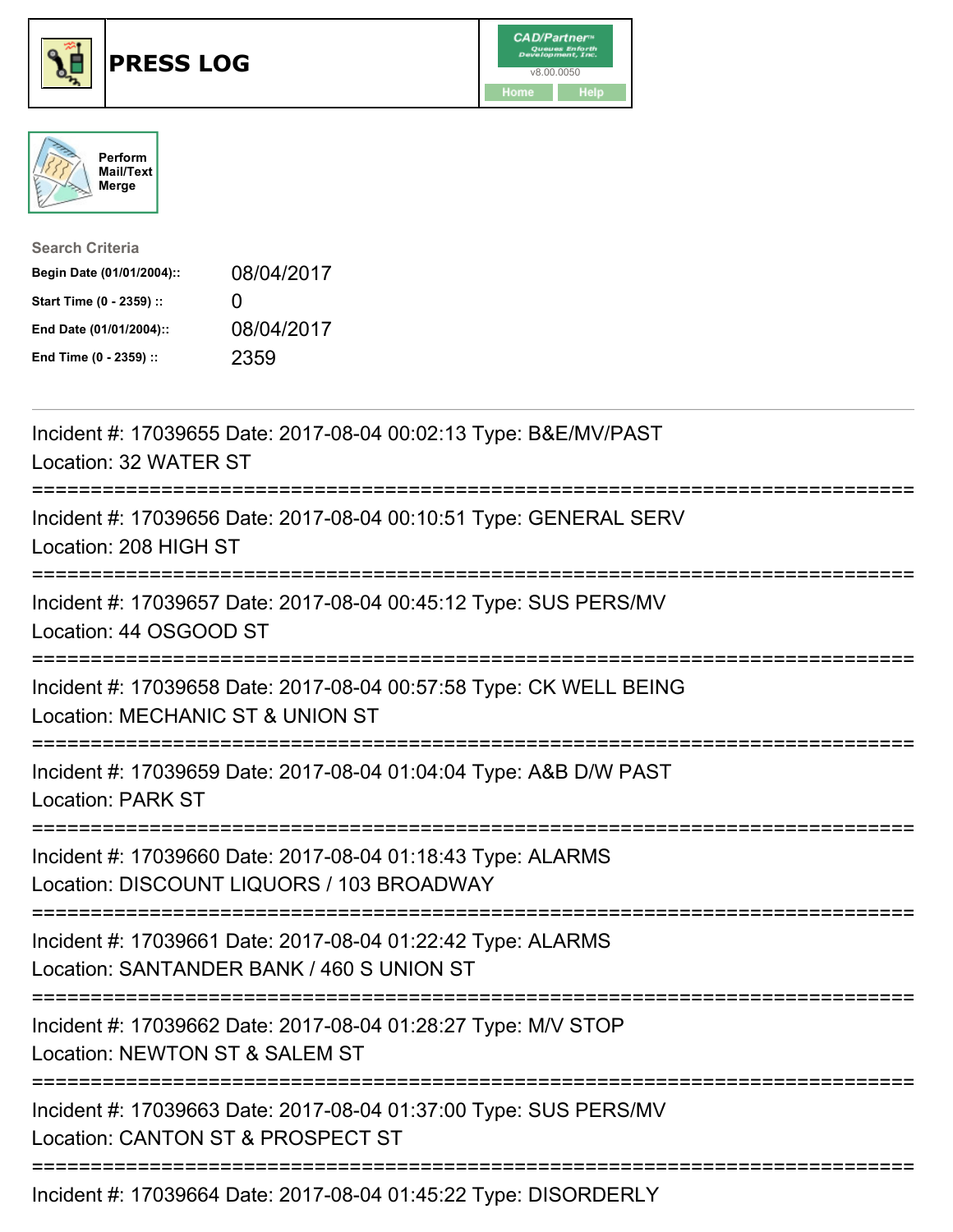# PRESS LOG

Perform Mail/Text Merge

**Search Criteria**

| | |
|---|---|
| **Begin Date (01/01/2004)::** | 08/04/2017 |
| **Start Time (0 - 2359) ::** | 0 |
| **End Date (01/01/2004)::** | 08/04/2017 |
| **End Time (0 - 2359) ::** | 2359 |

---

Incident #: 17039655 Date: 2017-08-04 00:02:13 Type: B&E/MV/PAST
Location: 32 WATER ST

===========================================================================

Incident #: 17039656 Date: 2017-08-04 00:10:51 Type: GENERAL SERV
Location: 208 HIGH ST

===========================================================================

Incident #: 17039657 Date: 2017-08-04 00:45:12 Type: SUS PERS/MV
Location: 44 OSGOOD ST

===========================================================================

Incident #: 17039658 Date: 2017-08-04 00:57:58 Type: CK WELL BEING
Location: MECHANIC ST & UNION ST

===========================================================================

Incident #: 17039659 Date: 2017-08-04 01:04:04 Type: A&B D/W PAST
Location: PARK ST

===========================================================================

Incident #: 17039660 Date: 2017-08-04 01:18:43 Type: ALARMS
Location: DISCOUNT LIQUORS / 103 BROADWAY

===========================================================================

Incident #: 17039661 Date: 2017-08-04 01:22:42 Type: ALARMS
Location: SANTANDER BANK / 460 S UNION ST

===========================================================================

Incident #: 17039662 Date: 2017-08-04 01:28:27 Type: M/V STOP
Location: NEWTON ST & SALEM ST

===========================================================================

Incident #: 17039663 Date: 2017-08-04 01:37:00 Type: SUS PERS/MV
Location: CANTON ST & PROSPECT ST

===========================================================================

Incident #: 17039664 Date: 2017-08-04 01:45:22 Type: DISORDERLY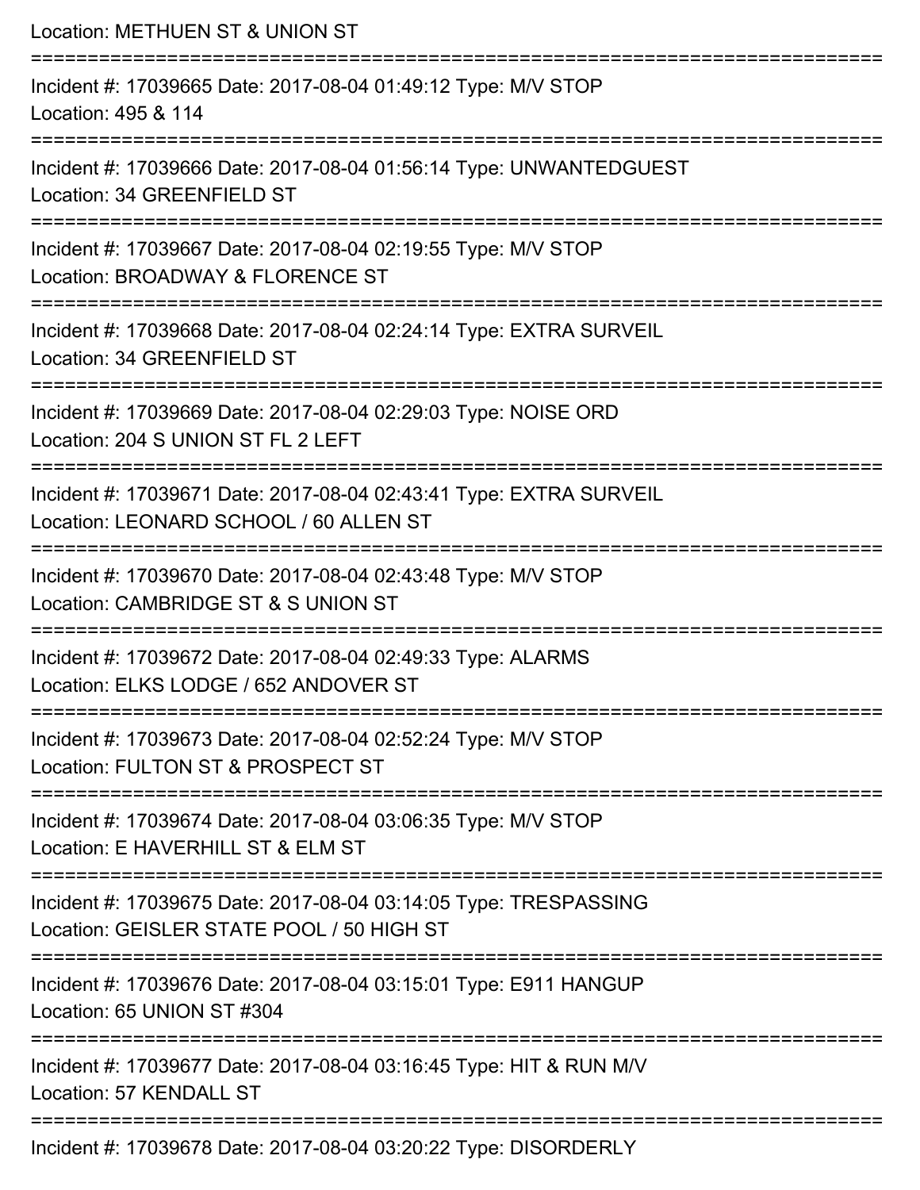Location: METHUEN ST & UNION ST

===========================================================================

Incident #: 17039665 Date: 2017-08-04 01:49:12 Type: M/V STOP

Location: 495 & 114

===========================================================================

Incident #: 17039666 Date: 2017-08-04 01:56:14 Type: UNWANTEDGUEST

Location: 34 GREENFIELD ST

===========================================================================

Incident #: 17039667 Date: 2017-08-04 02:19:55 Type: M/V STOP

Location: BROADWAY & FLORENCE ST

===========================================================================

Incident #: 17039668 Date: 2017-08-04 02:24:14 Type: EXTRA SURVEIL

Location: 34 GREENFIELD ST

===========================================================================

Incident #: 17039669 Date: 2017-08-04 02:29:03 Type: NOISE ORD

Location: 204 S UNION ST FL 2 LEFT

===========================================================================

Incident #: 17039671 Date: 2017-08-04 02:43:41 Type: EXTRA SURVEIL

Location: LEONARD SCHOOL / 60 ALLEN ST

===========================================================================

Incident #: 17039670 Date: 2017-08-04 02:43:48 Type: M/V STOP

Location: CAMBRIDGE ST & S UNION ST

===========================================================================

Incident #: 17039672 Date: 2017-08-04 02:49:33 Type: ALARMS

Location: ELKS LODGE / 652 ANDOVER ST

===========================================================================

Incident #: 17039673 Date: 2017-08-04 02:52:24 Type: M/V STOP

Location: FULTON ST & PROSPECT ST

===========================================================================

Incident #: 17039674 Date: 2017-08-04 03:06:35 Type: M/V STOP

Location: E HAVERHILL ST & ELM ST

===========================================================================

Incident #: 17039675 Date: 2017-08-04 03:14:05 Type: TRESPASSING

Location: GEISLER STATE POOL / 50 HIGH ST

===========================================================================

Incident #: 17039676 Date: 2017-08-04 03:15:01 Type: E911 HANGUP

Location: 65 UNION ST #304

===========================================================================

Incident #: 17039677 Date: 2017-08-04 03:16:45 Type: HIT & RUN M/V

Location: 57 KENDALL ST

===========================================================================

Incident #: 17039678 Date: 2017-08-04 03:20:22 Type: DISORDERLY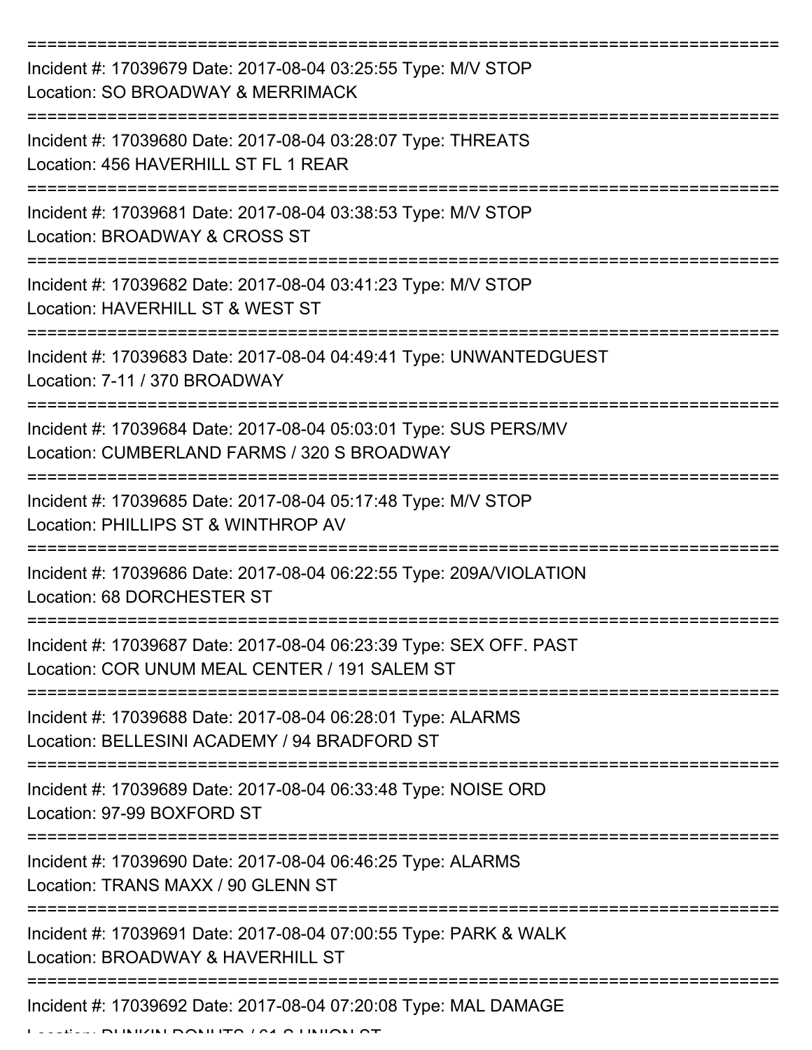===========================================================================

Incident #: 17039679 Date: 2017-08-04 03:25:55 Type: M/V STOP
Location: SO BROADWAY & MERRIMACK

===========================================================================

Incident #: 17039680 Date: 2017-08-04 03:28:07 Type: THREATS
Location: 456 HAVERHILL ST FL 1 REAR

===========================================================================

Incident #: 17039681 Date: 2017-08-04 03:38:53 Type: M/V STOP
Location: BROADWAY & CROSS ST

===========================================================================

Incident #: 17039682 Date: 2017-08-04 03:41:23 Type: M/V STOP
Location: HAVERHILL ST & WEST ST

===========================================================================

Incident #: 17039683 Date: 2017-08-04 04:49:41 Type: UNWANTEDGUEST
Location: 7-11 / 370 BROADWAY

===========================================================================

Incident #: 17039684 Date: 2017-08-04 05:03:01 Type: SUS PERS/MV
Location: CUMBERLAND FARMS / 320 S BROADWAY

===========================================================================

Incident #: 17039685 Date: 2017-08-04 05:17:48 Type: M/V STOP
Location: PHILLIPS ST & WINTHROP AV

===========================================================================

Incident #: 17039686 Date: 2017-08-04 06:22:55 Type: 209A/VIOLATION
Location: 68 DORCHESTER ST

===========================================================================

Incident #: 17039687 Date: 2017-08-04 06:23:39 Type: SEX OFF. PAST
Location: COR UNUM MEAL CENTER / 191 SALEM ST

===========================================================================

Incident #: 17039688 Date: 2017-08-04 06:28:01 Type: ALARMS
Location: BELLESINI ACADEMY / 94 BRADFORD ST

===========================================================================

Incident #: 17039689 Date: 2017-08-04 06:33:48 Type: NOISE ORD
Location: 97-99 BOXFORD ST

===========================================================================

Incident #: 17039690 Date: 2017-08-04 06:46:25 Type: ALARMS
Location: TRANS MAXX / 90 GLENN ST

===========================================================================

Incident #: 17039691 Date: 2017-08-04 07:00:55 Type: PARK & WALK
Location: BROADWAY & HAVERHILL ST

===========================================================================

Incident #: 17039692 Date: 2017-08-04 07:20:08 Type: MAL DAMAGE
Location: DUNKIN DONUTS / 61 S UNION ST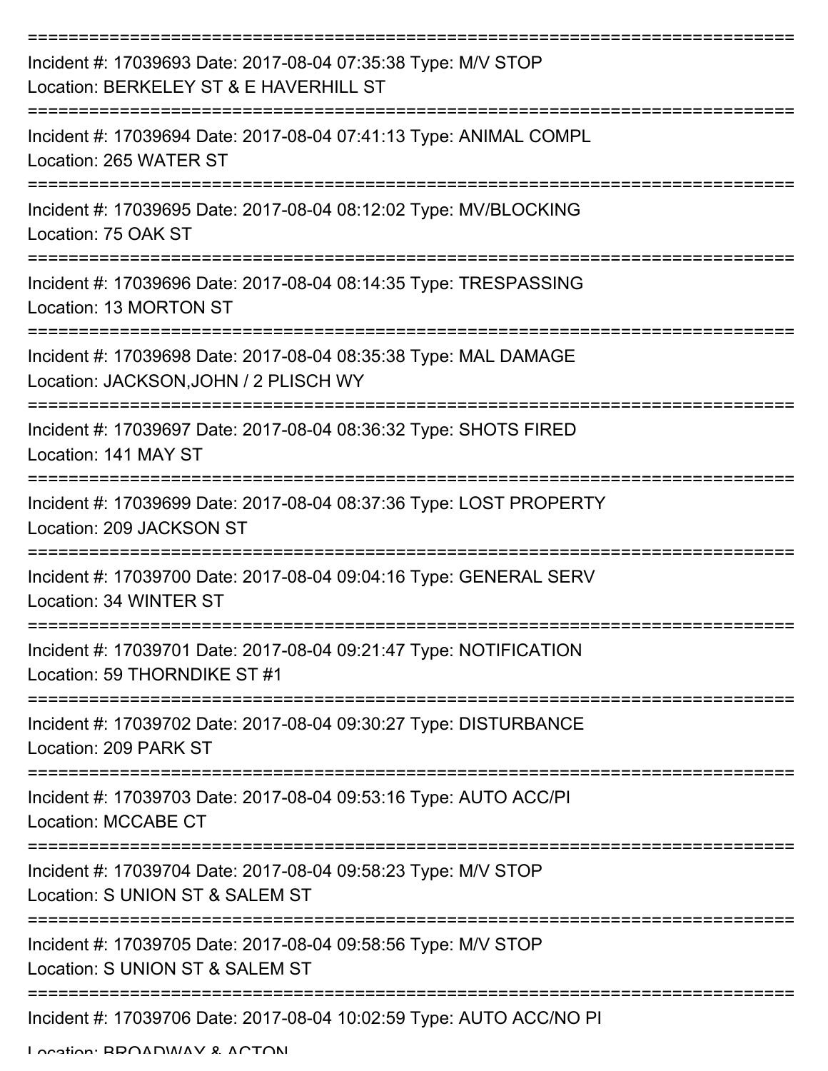===========================================================================

Incident #: 17039693 Date: 2017-08-04 07:35:38 Type: M/V STOP
Location: BERKELEY ST & E HAVERHILL ST

===========================================================================

Incident #: 17039694 Date: 2017-08-04 07:41:13 Type: ANIMAL COMPL
Location: 265 WATER ST

===========================================================================

Incident #: 17039695 Date: 2017-08-04 08:12:02 Type: MV/BLOCKING
Location: 75 OAK ST

===========================================================================

Incident #: 17039696 Date: 2017-08-04 08:14:35 Type: TRESPASSING
Location: 13 MORTON ST

===========================================================================

Incident #: 17039698 Date: 2017-08-04 08:35:38 Type: MAL DAMAGE
Location: JACKSON,JOHN / 2 PLISCH WY

===========================================================================

Incident #: 17039697 Date: 2017-08-04 08:36:32 Type: SHOTS FIRED
Location: 141 MAY ST

===========================================================================

Incident #: 17039699 Date: 2017-08-04 08:37:36 Type: LOST PROPERTY
Location: 209 JACKSON ST

===========================================================================

Incident #: 17039700 Date: 2017-08-04 09:04:16 Type: GENERAL SERV
Location: 34 WINTER ST

===========================================================================

Incident #: 17039701 Date: 2017-08-04 09:21:47 Type: NOTIFICATION
Location: 59 THORNDIKE ST #1

===========================================================================

Incident #: 17039702 Date: 2017-08-04 09:30:27 Type: DISTURBANCE
Location: 209 PARK ST

===========================================================================

Incident #: 17039703 Date: 2017-08-04 09:53:16 Type: AUTO ACC/PI
Location: MCCABE CT

===========================================================================

Incident #: 17039704 Date: 2017-08-04 09:58:23 Type: M/V STOP
Location: S UNION ST & SALEM ST

===========================================================================

Incident #: 17039705 Date: 2017-08-04 09:58:56 Type: M/V STOP
Location: S UNION ST & SALEM ST

===========================================================================

Incident #: 17039706 Date: 2017-08-04 10:02:59 Type: AUTO ACC/NO PI
Location: BROADWAY & ACTON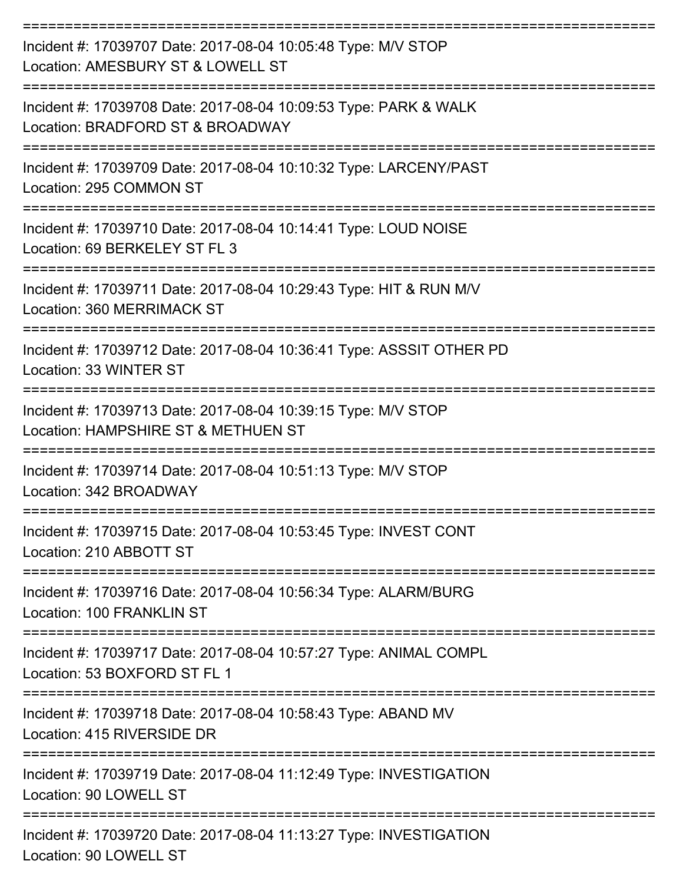===========================================================================

Incident #: 17039707 Date: 2017-08-04 10:05:48 Type: M/V STOP

Location: AMESBURY ST & LOWELL ST

===========================================================================

Incident #: 17039708 Date: 2017-08-04 10:09:53 Type: PARK & WALK

Location: BRADFORD ST & BROADWAY

===========================================================================

Incident #: 17039709 Date: 2017-08-04 10:10:32 Type: LARCENY/PAST

Location: 295 COMMON ST

===========================================================================

Incident #: 17039710 Date: 2017-08-04 10:14:41 Type: LOUD NOISE

Location: 69 BERKELEY ST FL 3

===========================================================================

Incident #: 17039711 Date: 2017-08-04 10:29:43 Type: HIT & RUN M/V

Location: 360 MERRIMACK ST

===========================================================================

Incident #: 17039712 Date: 2017-08-04 10:36:41 Type: ASSSIT OTHER PD

Location: 33 WINTER ST

===========================================================================

Incident #: 17039713 Date: 2017-08-04 10:39:15 Type: M/V STOP

Location: HAMPSHIRE ST & METHUEN ST

===========================================================================

Incident #: 17039714 Date: 2017-08-04 10:51:13 Type: M/V STOP

Location: 342 BROADWAY

===========================================================================

Incident #: 17039715 Date: 2017-08-04 10:53:45 Type: INVEST CONT

Location: 210 ABBOTT ST

===========================================================================

Incident #: 17039716 Date: 2017-08-04 10:56:34 Type: ALARM/BURG

Location: 100 FRANKLIN ST

===========================================================================

Incident #: 17039717 Date: 2017-08-04 10:57:27 Type: ANIMAL COMPL

Location: 53 BOXFORD ST FL 1

===========================================================================

Incident #: 17039718 Date: 2017-08-04 10:58:43 Type: ABAND MV

Location: 415 RIVERSIDE DR

===========================================================================

Incident #: 17039719 Date: 2017-08-04 11:12:49 Type: INVESTIGATION

Location: 90 LOWELL ST

===========================================================================

Incident #: 17039720 Date: 2017-08-04 11:13:27 Type: INVESTIGATION

Location: 90 LOWELL ST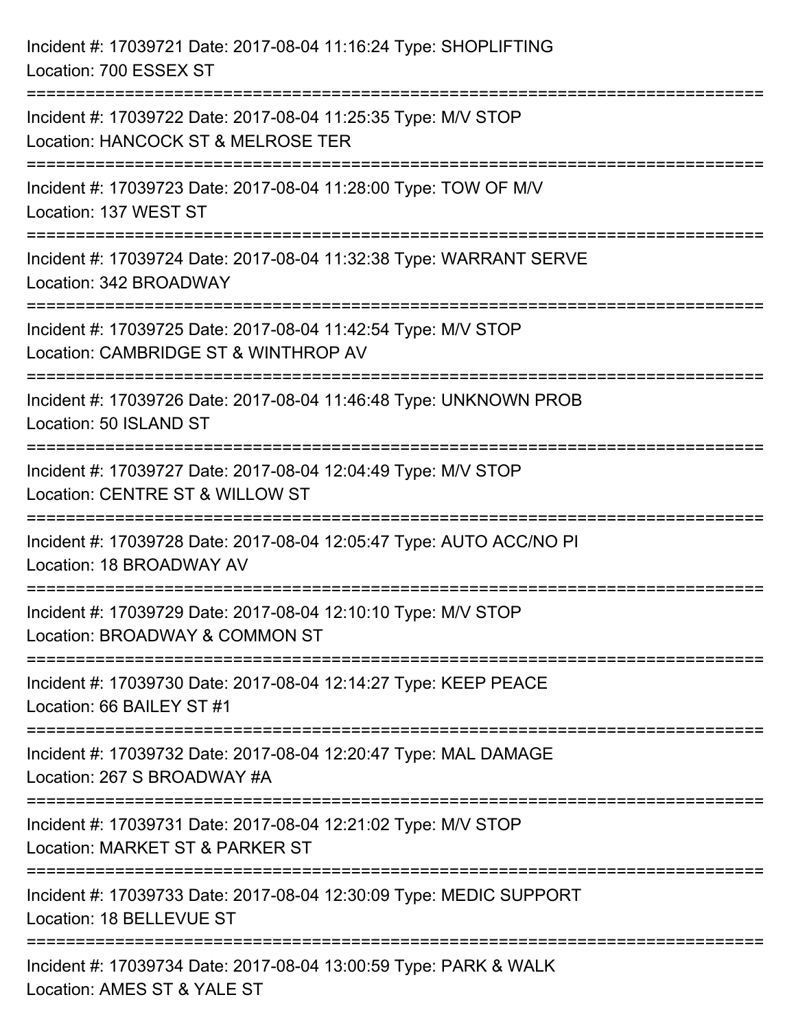Incident #: 17039721 Date: 2017-08-04 11:16:24 Type: SHOPLIFTING
Location: 700 ESSEX ST

===========================================================================

Incident #: 17039722 Date: 2017-08-04 11:25:35 Type: M/V STOP
Location: HANCOCK ST & MELROSE TER

===========================================================================

Incident #: 17039723 Date: 2017-08-04 11:28:00 Type: TOW OF M/V
Location: 137 WEST ST

===========================================================================

Incident #: 17039724 Date: 2017-08-04 11:32:38 Type: WARRANT SERVE
Location: 342 BROADWAY

===========================================================================

Incident #: 17039725 Date: 2017-08-04 11:42:54 Type: M/V STOP
Location: CAMBRIDGE ST & WINTHROP AV

===========================================================================

Incident #: 17039726 Date: 2017-08-04 11:46:48 Type: UNKNOWN PROB
Location: 50 ISLAND ST

===========================================================================

Incident #: 17039727 Date: 2017-08-04 12:04:49 Type: M/V STOP
Location: CENTRE ST & WILLOW ST

===========================================================================

Incident #: 17039728 Date: 2017-08-04 12:05:47 Type: AUTO ACC/NO PI
Location: 18 BROADWAY AV

===========================================================================

Incident #: 17039729 Date: 2017-08-04 12:10:10 Type: M/V STOP
Location: BROADWAY & COMMON ST

===========================================================================

Incident #: 17039730 Date: 2017-08-04 12:14:27 Type: KEEP PEACE
Location: 66 BAILEY ST #1

===========================================================================

Incident #: 17039732 Date: 2017-08-04 12:20:47 Type: MAL DAMAGE
Location: 267 S BROADWAY #A

===========================================================================

Incident #: 17039731 Date: 2017-08-04 12:21:02 Type: M/V STOP
Location: MARKET ST & PARKER ST

===========================================================================

Incident #: 17039733 Date: 2017-08-04 12:30:09 Type: MEDIC SUPPORT
Location: 18 BELLEVUE ST

===========================================================================

Incident #: 17039734 Date: 2017-08-04 13:00:59 Type: PARK & WALK
Location: AMES ST & YALE ST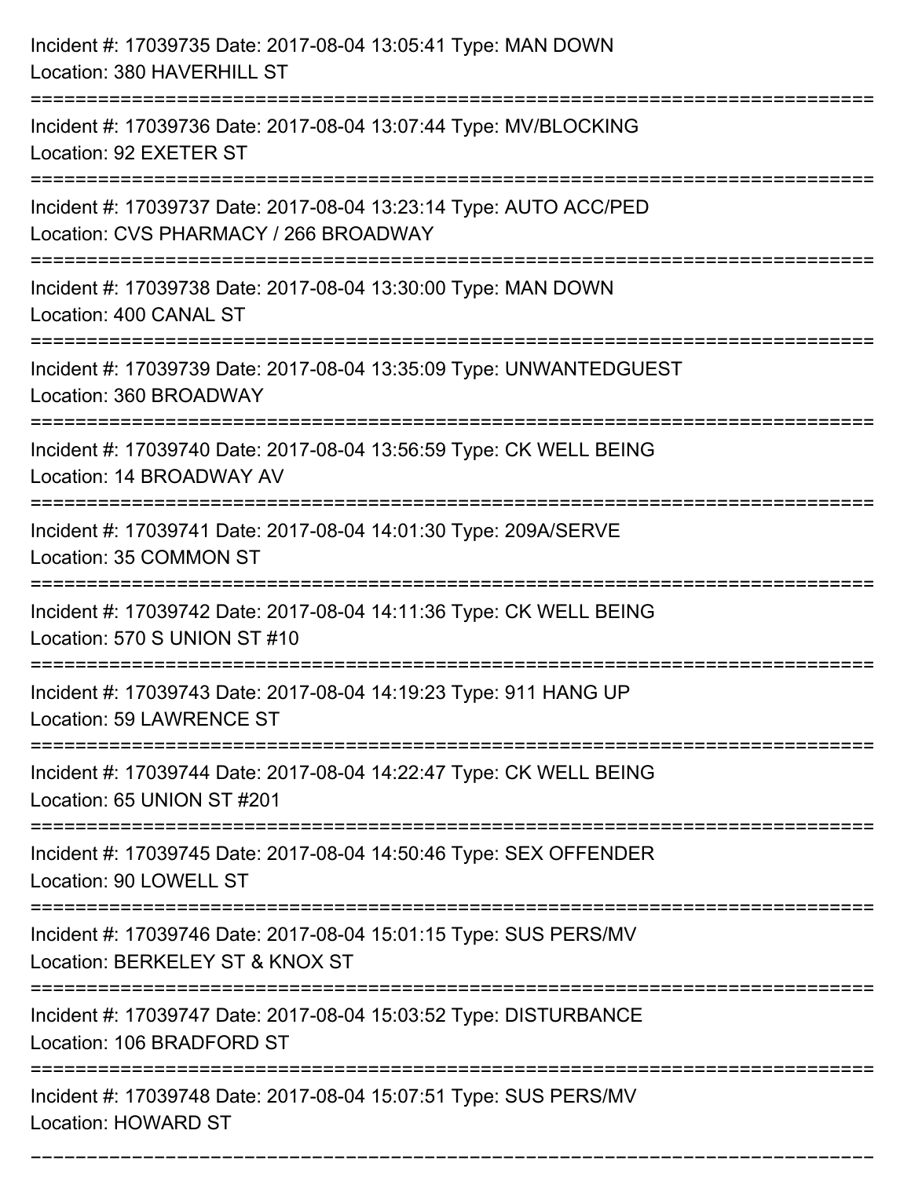Incident #: 17039735 Date: 2017-08-04 13:05:41 Type: MAN DOWN
Location: 380 HAVERHILL ST

===========================================================================

Incident #: 17039736 Date: 2017-08-04 13:07:44 Type: MV/BLOCKING
Location: 92 EXETER ST

===========================================================================

Incident #: 17039737 Date: 2017-08-04 13:23:14 Type: AUTO ACC/PED
Location: CVS PHARMACY / 266 BROADWAY

===========================================================================

Incident #: 17039738 Date: 2017-08-04 13:30:00 Type: MAN DOWN
Location: 400 CANAL ST

===========================================================================

Incident #: 17039739 Date: 2017-08-04 13:35:09 Type: UNWANTEDGUEST
Location: 360 BROADWAY

===========================================================================

Incident #: 17039740 Date: 2017-08-04 13:56:59 Type: CK WELL BEING
Location: 14 BROADWAY AV

===========================================================================

Incident #: 17039741 Date: 2017-08-04 14:01:30 Type: 209A/SERVE
Location: 35 COMMON ST

===========================================================================

Incident #: 17039742 Date: 2017-08-04 14:11:36 Type: CK WELL BEING
Location: 570 S UNION ST #10

===========================================================================

Incident #: 17039743 Date: 2017-08-04 14:19:23 Type: 911 HANG UP
Location: 59 LAWRENCE ST

===========================================================================

Incident #: 17039744 Date: 2017-08-04 14:22:47 Type: CK WELL BEING
Location: 65 UNION ST #201

===========================================================================

Incident #: 17039745 Date: 2017-08-04 14:50:46 Type: SEX OFFENDER
Location: 90 LOWELL ST

===========================================================================

Incident #: 17039746 Date: 2017-08-04 15:01:15 Type: SUS PERS/MV
Location: BERKELEY ST & KNOX ST

===========================================================================

Incident #: 17039747 Date: 2017-08-04 15:03:52 Type: DISTURBANCE
Location: 106 BRADFORD ST

===========================================================================

Incident #: 17039748 Date: 2017-08-04 15:07:51 Type: SUS PERS/MV
Location: HOWARD ST

===========================================================================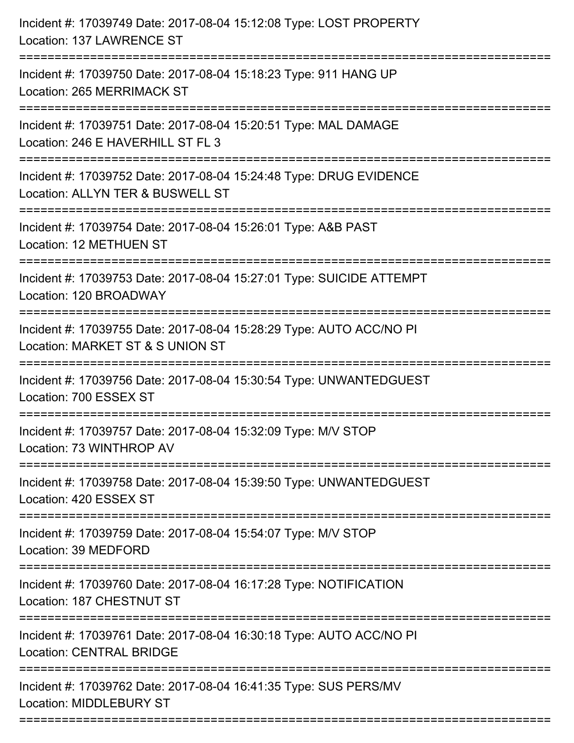Incident #: 17039749 Date: 2017-08-04 15:12:08 Type: LOST PROPERTY
Location: 137 LAWRENCE ST

===========================================================================

Incident #: 17039750 Date: 2017-08-04 15:18:23 Type: 911 HANG UP
Location: 265 MERRIMACK ST

===========================================================================

Incident #: 17039751 Date: 2017-08-04 15:20:51 Type: MAL DAMAGE
Location: 246 E HAVERHILL ST FL 3

===========================================================================

Incident #: 17039752 Date: 2017-08-04 15:24:48 Type: DRUG EVIDENCE
Location: ALLYN TER & BUSWELL ST

===========================================================================

Incident #: 17039754 Date: 2017-08-04 15:26:01 Type: A&B PAST
Location: 12 METHUEN ST

===========================================================================

Incident #: 17039753 Date: 2017-08-04 15:27:01 Type: SUICIDE ATTEMPT
Location: 120 BROADWAY

===========================================================================

Incident #: 17039755 Date: 2017-08-04 15:28:29 Type: AUTO ACC/NO PI
Location: MARKET ST & S UNION ST

===========================================================================

Incident #: 17039756 Date: 2017-08-04 15:30:54 Type: UNWANTEDGUEST
Location: 700 ESSEX ST

===========================================================================

Incident #: 17039757 Date: 2017-08-04 15:32:09 Type: M/V STOP
Location: 73 WINTHROP AV

===========================================================================

Incident #: 17039758 Date: 2017-08-04 15:39:50 Type: UNWANTEDGUEST
Location: 420 ESSEX ST

===========================================================================

Incident #: 17039759 Date: 2017-08-04 15:54:07 Type: M/V STOP
Location: 39 MEDFORD

===========================================================================

Incident #: 17039760 Date: 2017-08-04 16:17:28 Type: NOTIFICATION
Location: 187 CHESTNUT ST

===========================================================================

Incident #: 17039761 Date: 2017-08-04 16:30:18 Type: AUTO ACC/NO PI
Location: CENTRAL BRIDGE

===========================================================================

Incident #: 17039762 Date: 2017-08-04 16:41:35 Type: SUS PERS/MV
Location: MIDDLEBURY ST

===========================================================================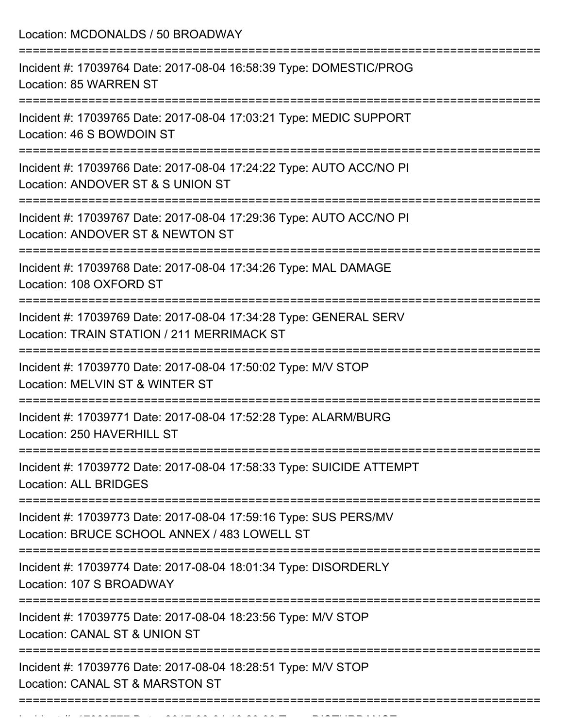Location: MCDONALDS / 50 BROADWAY

===========================================================================

Incident #: 17039764 Date: 2017-08-04 16:58:39 Type: DOMESTIC/PROG
Location: 85 WARREN ST

===========================================================================

Incident #: 17039765 Date: 2017-08-04 17:03:21 Type: MEDIC SUPPORT
Location: 46 S BOWDOIN ST

===========================================================================

Incident #: 17039766 Date: 2017-08-04 17:24:22 Type: AUTO ACC/NO PI
Location: ANDOVER ST & S UNION ST

===========================================================================

Incident #: 17039767 Date: 2017-08-04 17:29:36 Type: AUTO ACC/NO PI
Location: ANDOVER ST & NEWTON ST

===========================================================================

Incident #: 17039768 Date: 2017-08-04 17:34:26 Type: MAL DAMAGE
Location: 108 OXFORD ST

===========================================================================

Incident #: 17039769 Date: 2017-08-04 17:34:28 Type: GENERAL SERV
Location: TRAIN STATION / 211 MERRIMACK ST

===========================================================================

Incident #: 17039770 Date: 2017-08-04 17:50:02 Type: M/V STOP
Location: MELVIN ST & WINTER ST

===========================================================================

Incident #: 17039771 Date: 2017-08-04 17:52:28 Type: ALARM/BURG
Location: 250 HAVERHILL ST

===========================================================================

Incident #: 17039772 Date: 2017-08-04 17:58:33 Type: SUICIDE ATTEMPT
Location: ALL BRIDGES

===========================================================================

Incident #: 17039773 Date: 2017-08-04 17:59:16 Type: SUS PERS/MV
Location: BRUCE SCHOOL ANNEX / 483 LOWELL ST

===========================================================================

Incident #: 17039774 Date: 2017-08-04 18:01:34 Type: DISORDERLY
Location: 107 S BROADWAY

===========================================================================

Incident #: 17039775 Date: 2017-08-04 18:23:56 Type: M/V STOP
Location: CANAL ST & UNION ST

===========================================================================

Incident #: 17039776 Date: 2017-08-04 18:28:51 Type: M/V STOP
Location: CANAL ST & MARSTON ST

===========================================================================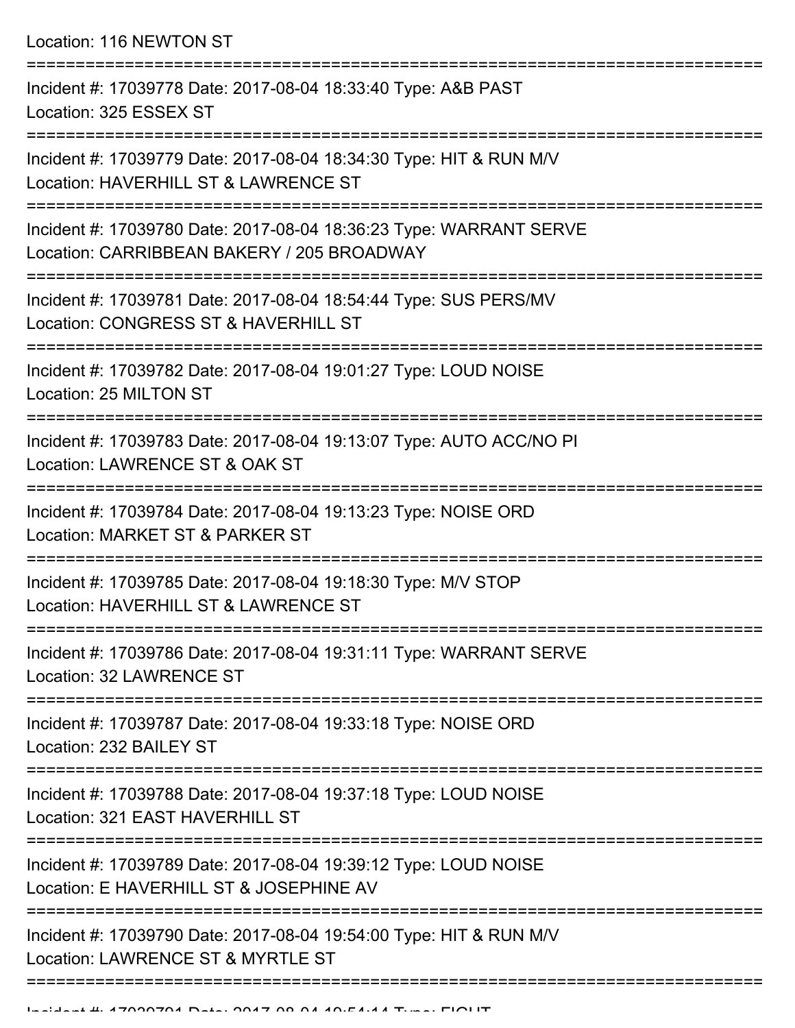Location: 116 NEWTON ST

===========================================================================

Incident #: 17039778 Date: 2017-08-04 18:33:40 Type: A&B PAST
Location: 325 ESSEX ST

===========================================================================

Incident #: 17039779 Date: 2017-08-04 18:34:30 Type: HIT & RUN M/V
Location: HAVERHILL ST & LAWRENCE ST

===========================================================================

Incident #: 17039780 Date: 2017-08-04 18:36:23 Type: WARRANT SERVE
Location: CARRIBBEAN BAKERY / 205 BROADWAY

===========================================================================

Incident #: 17039781 Date: 2017-08-04 18:54:44 Type: SUS PERS/MV
Location: CONGRESS ST & HAVERHILL ST

===========================================================================

Incident #: 17039782 Date: 2017-08-04 19:01:27 Type: LOUD NOISE
Location: 25 MILTON ST

===========================================================================

Incident #: 17039783 Date: 2017-08-04 19:13:07 Type: AUTO ACC/NO PI
Location: LAWRENCE ST & OAK ST

===========================================================================

Incident #: 17039784 Date: 2017-08-04 19:13:23 Type: NOISE ORD
Location: MARKET ST & PARKER ST

===========================================================================

Incident #: 17039785 Date: 2017-08-04 19:18:30 Type: M/V STOP
Location: HAVERHILL ST & LAWRENCE ST

===========================================================================

Incident #: 17039786 Date: 2017-08-04 19:31:11 Type: WARRANT SERVE
Location: 32 LAWRENCE ST

===========================================================================

Incident #: 17039787 Date: 2017-08-04 19:33:18 Type: NOISE ORD
Location: 232 BAILEY ST

===========================================================================

Incident #: 17039788 Date: 2017-08-04 19:37:18 Type: LOUD NOISE
Location: 321 EAST HAVERHILL ST

===========================================================================

Incident #: 17039789 Date: 2017-08-04 19:39:12 Type: LOUD NOISE
Location: E HAVERHILL ST & JOSEPHINE AV

===========================================================================

Incident #: 17039790 Date: 2017-08-04 19:54:00 Type: HIT & RUN M/V
Location: LAWRENCE ST & MYRTLE ST

===========================================================================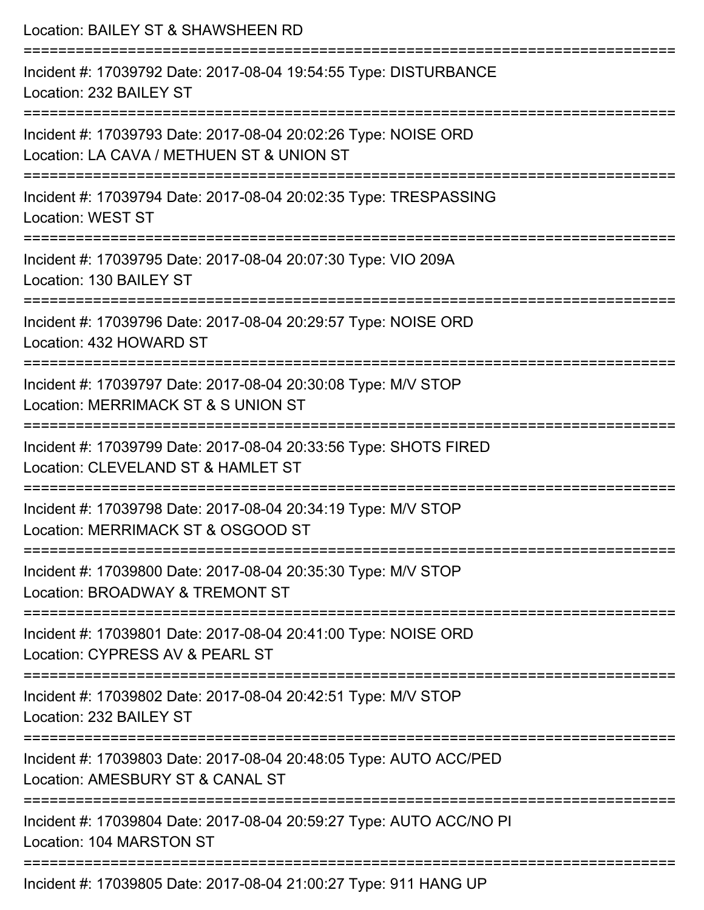Location: BAILEY ST & SHAWSHEEN RD

===========================================================================

Incident #: 17039792 Date: 2017-08-04 19:54:55 Type: DISTURBANCE
Location: 232 BAILEY ST

===========================================================================

Incident #: 17039793 Date: 2017-08-04 20:02:26 Type: NOISE ORD
Location: LA CAVA / METHUEN ST & UNION ST

===========================================================================

Incident #: 17039794 Date: 2017-08-04 20:02:35 Type: TRESPASSING
Location: WEST ST

===========================================================================

Incident #: 17039795 Date: 2017-08-04 20:07:30 Type: VIO 209A
Location: 130 BAILEY ST

===========================================================================

Incident #: 17039796 Date: 2017-08-04 20:29:57 Type: NOISE ORD
Location: 432 HOWARD ST

===========================================================================

Incident #: 17039797 Date: 2017-08-04 20:30:08 Type: M/V STOP
Location: MERRIMACK ST & S UNION ST

===========================================================================

Incident #: 17039799 Date: 2017-08-04 20:33:56 Type: SHOTS FIRED
Location: CLEVELAND ST & HAMLET ST

===========================================================================

Incident #: 17039798 Date: 2017-08-04 20:34:19 Type: M/V STOP
Location: MERRIMACK ST & OSGOOD ST

===========================================================================

Incident #: 17039800 Date: 2017-08-04 20:35:30 Type: M/V STOP
Location: BROADWAY & TREMONT ST

===========================================================================

Incident #: 17039801 Date: 2017-08-04 20:41:00 Type: NOISE ORD
Location: CYPRESS AV & PEARL ST

===========================================================================

Incident #: 17039802 Date: 2017-08-04 20:42:51 Type: M/V STOP
Location: 232 BAILEY ST

===========================================================================

Incident #: 17039803 Date: 2017-08-04 20:48:05 Type: AUTO ACC/PED
Location: AMESBURY ST & CANAL ST

===========================================================================

Incident #: 17039804 Date: 2017-08-04 20:59:27 Type: AUTO ACC/NO PI
Location: 104 MARSTON ST

===========================================================================

Incident #: 17039805 Date: 2017-08-04 21:00:27 Type: 911 HANG UP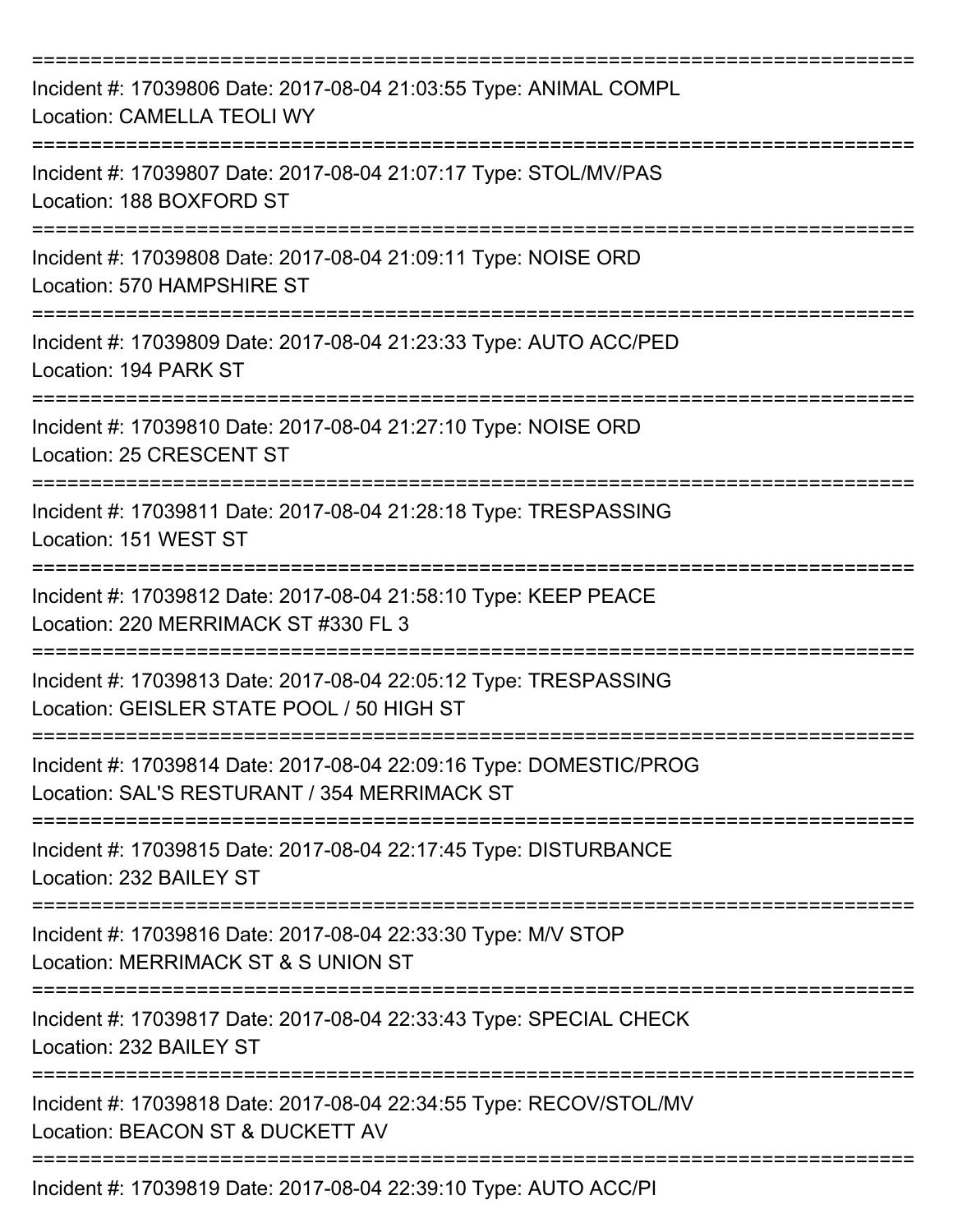===========================================================================

Incident #: 17039806 Date: 2017-08-04 21:03:55 Type: ANIMAL COMPL
Location: CAMELLA TEOLI WY

===========================================================================

Incident #: 17039807 Date: 2017-08-04 21:07:17 Type: STOL/MV/PAS
Location: 188 BOXFORD ST

===========================================================================

Incident #: 17039808 Date: 2017-08-04 21:09:11 Type: NOISE ORD
Location: 570 HAMPSHIRE ST

===========================================================================

Incident #: 17039809 Date: 2017-08-04 21:23:33 Type: AUTO ACC/PED
Location: 194 PARK ST

===========================================================================

Incident #: 17039810 Date: 2017-08-04 21:27:10 Type: NOISE ORD
Location: 25 CRESCENT ST

===========================================================================

Incident #: 17039811 Date: 2017-08-04 21:28:18 Type: TRESPASSING
Location: 151 WEST ST

===========================================================================

Incident #: 17039812 Date: 2017-08-04 21:58:10 Type: KEEP PEACE
Location: 220 MERRIMACK ST #330 FL 3

===========================================================================

Incident #: 17039813 Date: 2017-08-04 22:05:12 Type: TRESPASSING
Location: GEISLER STATE POOL / 50 HIGH ST

===========================================================================

Incident #: 17039814 Date: 2017-08-04 22:09:16 Type: DOMESTIC/PROG
Location: SAL'S RESTURANT / 354 MERRIMACK ST

===========================================================================

Incident #: 17039815 Date: 2017-08-04 22:17:45 Type: DISTURBANCE
Location: 232 BAILEY ST

===========================================================================

Incident #: 17039816 Date: 2017-08-04 22:33:30 Type: M/V STOP
Location: MERRIMACK ST & S UNION ST

===========================================================================

Incident #: 17039817 Date: 2017-08-04 22:33:43 Type: SPECIAL CHECK
Location: 232 BAILEY ST

===========================================================================

Incident #: 17039818 Date: 2017-08-04 22:34:55 Type: RECOV/STOL/MV
Location: BEACON ST & DUCKETT AV

===========================================================================

Incident #: 17039819 Date: 2017-08-04 22:39:10 Type: AUTO ACC/PI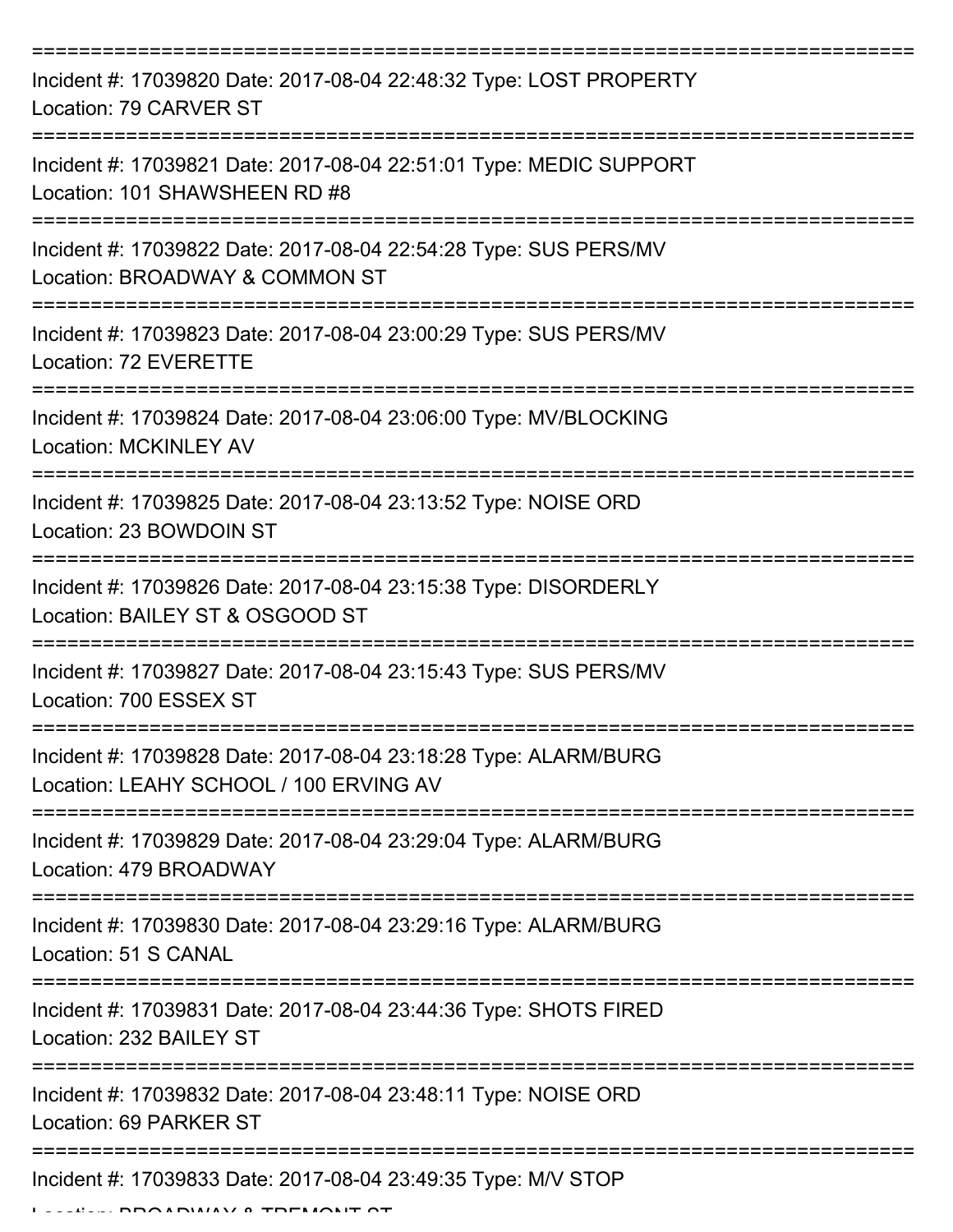===========================================================================

Incident #: 17039820 Date: 2017-08-04 22:48:32 Type: LOST PROPERTY
Location: 79 CARVER ST

===========================================================================

Incident #: 17039821 Date: 2017-08-04 22:51:01 Type: MEDIC SUPPORT
Location: 101 SHAWSHEEN RD #8

===========================================================================

Incident #: 17039822 Date: 2017-08-04 22:54:28 Type: SUS PERS/MV
Location: BROADWAY & COMMON ST

===========================================================================

Incident #: 17039823 Date: 2017-08-04 23:00:29 Type: SUS PERS/MV
Location: 72 EVERETTE

===========================================================================

Incident #: 17039824 Date: 2017-08-04 23:06:00 Type: MV/BLOCKING
Location: MCKINLEY AV

===========================================================================

Incident #: 17039825 Date: 2017-08-04 23:13:52 Type: NOISE ORD
Location: 23 BOWDOIN ST

===========================================================================

Incident #: 17039826 Date: 2017-08-04 23:15:38 Type: DISORDERLY
Location: BAILEY ST & OSGOOD ST

===========================================================================

Incident #: 17039827 Date: 2017-08-04 23:15:43 Type: SUS PERS/MV
Location: 700 ESSEX ST

===========================================================================

Incident #: 17039828 Date: 2017-08-04 23:18:28 Type: ALARM/BURG
Location: LEAHY SCHOOL / 100 ERVING AV

===========================================================================

Incident #: 17039829 Date: 2017-08-04 23:29:04 Type: ALARM/BURG
Location: 479 BROADWAY

===========================================================================

Incident #: 17039830 Date: 2017-08-04 23:29:16 Type: ALARM/BURG
Location: 51 S CANAL

===========================================================================

Incident #: 17039831 Date: 2017-08-04 23:44:36 Type: SHOTS FIRED
Location: 232 BAILEY ST

===========================================================================

Incident #: 17039832 Date: 2017-08-04 23:48:11 Type: NOISE ORD
Location: 69 PARKER ST

===========================================================================

Incident #: 17039833 Date: 2017-08-04 23:49:35 Type: M/V STOP
Location: BROADWAY & TREMONT ST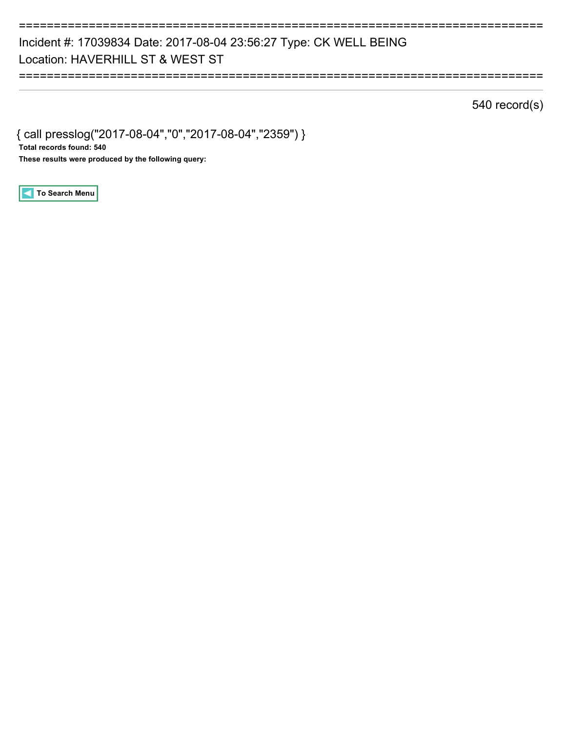===============================================================================
Incident #: 17039834 Date: 2017-08-04 23:56:27 Type: CK WELL BEING
Location: HAVERHILL ST & WEST ST
===============================================================================

---

540 record(s)

{ call presslog("2017-08-04","0","2017-08-04","2359") }

**Total records found: 540**

**These results were produced by the following query:**

**To Search Menu**